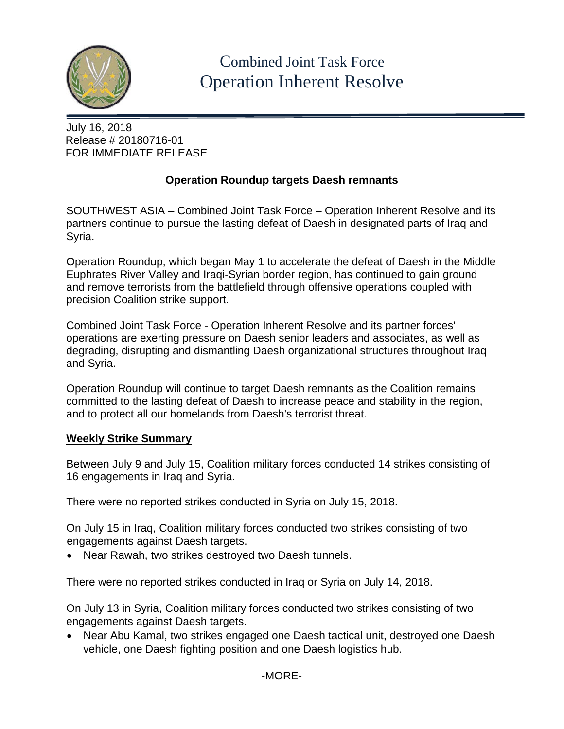# Combined Joint Task Force
# Operation Inherent Resolve

July 16, 2018
Release # 20180716-01
FOR IMMEDIATE RELEASE

## Operation Roundup targets Daesh remnants

SOUTHWEST ASIA – Combined Joint Task Force – Operation Inherent Resolve and its partners continue to pursue the lasting defeat of Daesh in designated parts of Iraq and Syria.

Operation Roundup, which began May 1 to accelerate the defeat of Daesh in the Middle Euphrates River Valley and Iraqi-Syrian border region, has continued to gain ground and remove terrorists from the battlefield through offensive operations coupled with precision Coalition strike support.

Combined Joint Task Force - Operation Inherent Resolve and its partner forces' operations are exerting pressure on Daesh senior leaders and associates, as well as degrading, disrupting and dismantling Daesh organizational structures throughout Iraq and Syria.

Operation Roundup will continue to target Daesh remnants as the Coalition remains committed to the lasting defeat of Daesh to increase peace and stability in the region, and to protect all our homelands from Daesh's terrorist threat.

**Weekly Strike Summary**

Between July 9 and July 15, Coalition military forces conducted 14 strikes consisting of 16 engagements in Iraq and Syria.

There were no reported strikes conducted in Syria on July 15, 2018.

On July 15 in Iraq, Coalition military forces conducted two strikes consisting of two engagements against Daesh targets.

- Near Rawah, two strikes destroyed two Daesh tunnels.

There were no reported strikes conducted in Iraq or Syria on July 14, 2018.

On July 13 in Syria, Coalition military forces conducted two strikes consisting of two engagements against Daesh targets.

- Near Abu Kamal, two strikes engaged one Daesh tactical unit, destroyed one Daesh vehicle, one Daesh fighting position and one Daesh logistics hub.

-MORE-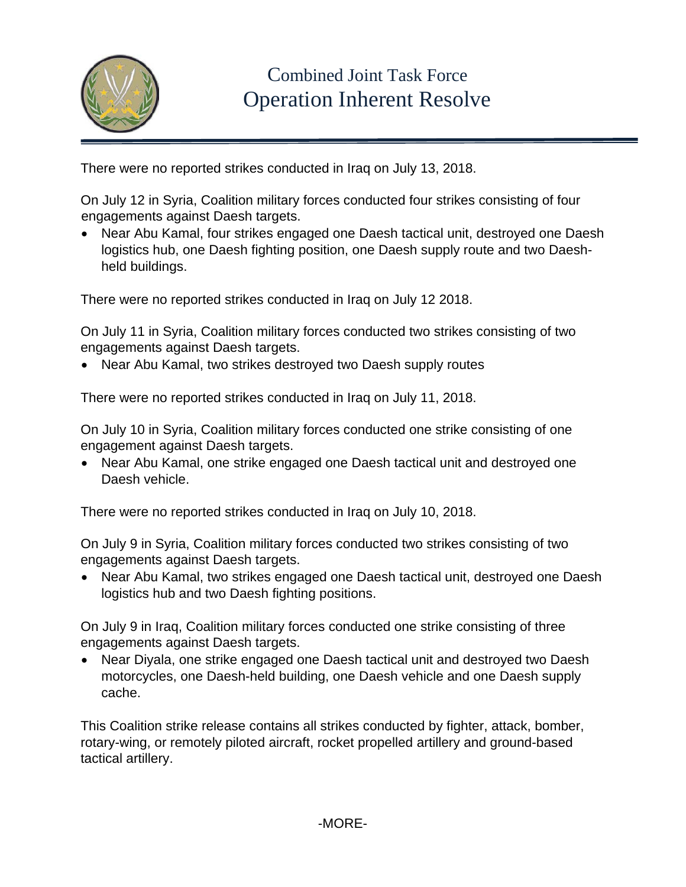# Combined Joint Task Force
# Operation Inherent Resolve

There were no reported strikes conducted in Iraq on July 13, 2018.

On July 12 in Syria, Coalition military forces conducted four strikes consisting of four engagements against Daesh targets.

- Near Abu Kamal, four strikes engaged one Daesh tactical unit, destroyed one Daesh logistics hub, one Daesh fighting position, one Daesh supply route and two Daesh-held buildings.

There were no reported strikes conducted in Iraq on July 12 2018.

On July 11 in Syria, Coalition military forces conducted two strikes consisting of two engagements against Daesh targets.

- Near Abu Kamal, two strikes destroyed two Daesh supply routes

There were no reported strikes conducted in Iraq on July 11, 2018.

On July 10 in Syria, Coalition military forces conducted one strike consisting of one engagement against Daesh targets.

- Near Abu Kamal, one strike engaged one Daesh tactical unit and destroyed one Daesh vehicle.

There were no reported strikes conducted in Iraq on July 10, 2018.

On July 9 in Syria, Coalition military forces conducted two strikes consisting of two engagements against Daesh targets.

- Near Abu Kamal, two strikes engaged one Daesh tactical unit, destroyed one Daesh logistics hub and two Daesh fighting positions.

On July 9 in Iraq, Coalition military forces conducted one strike consisting of three engagements against Daesh targets.

- Near Diyala, one strike engaged one Daesh tactical unit and destroyed two Daesh motorcycles, one Daesh-held building, one Daesh vehicle and one Daesh supply cache.

This Coalition strike release contains all strikes conducted by fighter, attack, bomber, rotary-wing, or remotely piloted aircraft, rocket propelled artillery and ground-based tactical artillery.

-MORE-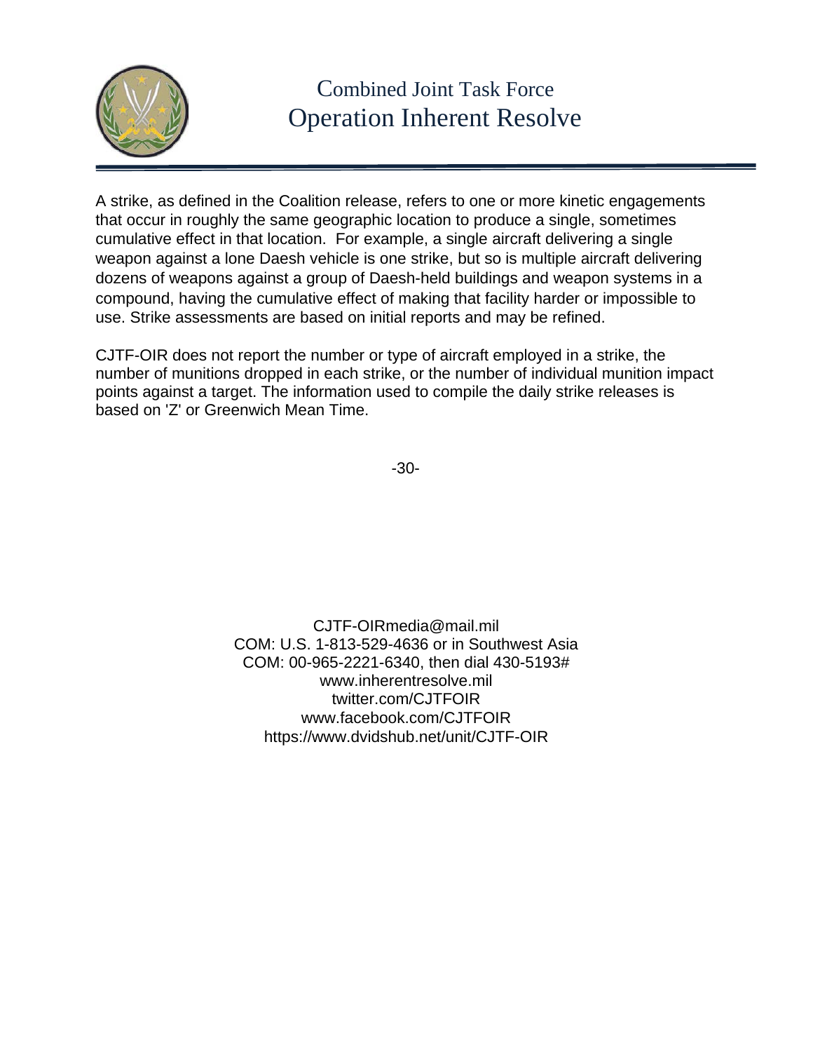# Combined Joint Task Force
# Operation Inherent Resolve

A strike, as defined in the Coalition release, refers to one or more kinetic engagements that occur in roughly the same geographic location to produce a single, sometimes cumulative effect in that location. For example, a single aircraft delivering a single weapon against a lone Daesh vehicle is one strike, but so is multiple aircraft delivering dozens of weapons against a group of Daesh-held buildings and weapon systems in a compound, having the cumulative effect of making that facility harder or impossible to use. Strike assessments are based on initial reports and may be refined.

CJTF-OIR does not report the number or type of aircraft employed in a strike, the number of munitions dropped in each strike, or the number of individual munition impact points against a target. The information used to compile the daily strike releases is based on 'Z' or Greenwich Mean Time.

-30-

CJTF-OIRmedia@mail.mil
COM: U.S. 1-813-529-4636 or in Southwest Asia
COM: 00-965-2221-6340, then dial 430-5193#
www.inherentresolve.mil
twitter.com/CJTFOIR
www.facebook.com/CJTFOIR
https://www.dvidshub.net/unit/CJTF-OIR